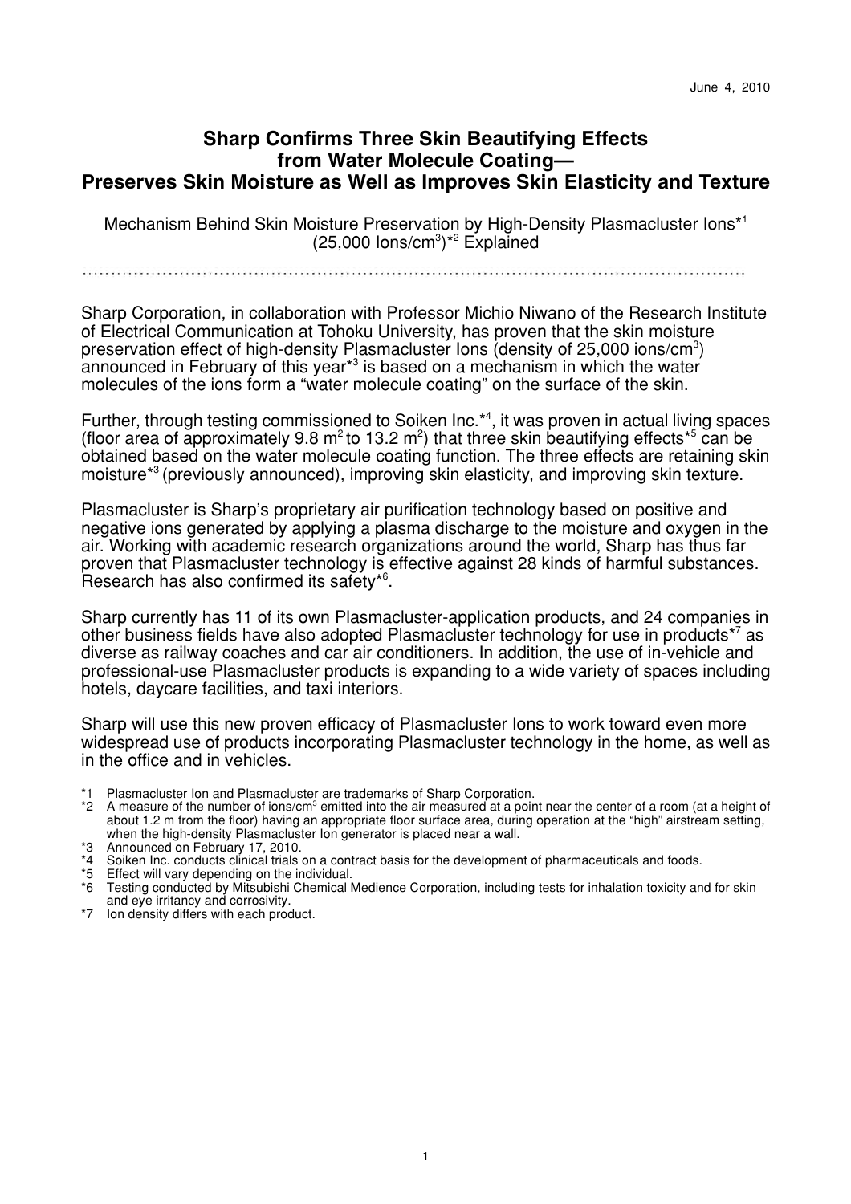June 4, 2010

# Sharp Confirms Three Skin Beautifying Effects from Water Molecule Coating— Preserves Skin Moisture as Well as Improves Skin Elasticity and Texture

Mechanism Behind Skin Moisture Preservation by High-Density Plasmacluster Ions*[1] (25,000 Ions/$cm^3$)*[2] Explained

Sharp Corporation, in collaboration with Professor Michio Niwano of the Research Institute of Electrical Communication at Tohoku University, has proven that the skin moisture preservation effect of high-density Plasmacluster Ions (density of 25,000 ions/$cm^3$) announced in February of this year*[3] is based on a mechanism in which the water molecules of the ions form a "water molecule coating" on the surface of the skin.

Further, through testing commissioned to Soiken Inc.*[4], it was proven in actual living spaces (floor area of approximately 9.8 $m^2$ to 13.2 $m^2$) that three skin beautifying effects*[5] can be obtained based on the water molecule coating function. The three effects are retaining skin moisture*[3] (previously announced), improving skin elasticity, and improving skin texture.

Plasmacluster is Sharp's proprietary air purification technology based on positive and negative ions generated by applying a plasma discharge to the moisture and oxygen in the air. Working with academic research organizations around the world, Sharp has thus far proven that Plasmacluster technology is effective against 28 kinds of harmful substances. Research has also confirmed its safety*[6].

Sharp currently has 11 of its own Plasmacluster-application products, and 24 companies in other business fields have also adopted Plasmacluster technology for use in products*[7] as diverse as railway coaches and car air conditioners. In addition, the use of in-vehicle and professional-use Plasmacluster products is expanding to a wide variety of spaces including hotels, daycare facilities, and taxi interiors.

Sharp will use this new proven efficacy of Plasmacluster Ions to work toward even more widespread use of products incorporating Plasmacluster technology in the home, as well as in the office and in vehicles.

*1 Plasmacluster Ion and Plasmacluster are trademarks of Sharp Corporation.
*2 A measure of the number of ions/$cm^3$ emitted into the air measured at a point near the center of a room (at a height of about 1.2 m from the floor) having an appropriate floor surface area, during operation at the "high" airstream setting, when the high-density Plasmacluster Ion generator is placed near a wall.
*3 Announced on February 17, 2010.
*4 Soiken Inc. conducts clinical trials on a contract basis for the development of pharmaceuticals and foods.
*5 Effect will vary depending on the individual.
*6 Testing conducted by Mitsubishi Chemical Medience Corporation, including tests for inhalation toxicity and for skin and eye irritancy and corrosivity.
*7 Ion density differs with each product.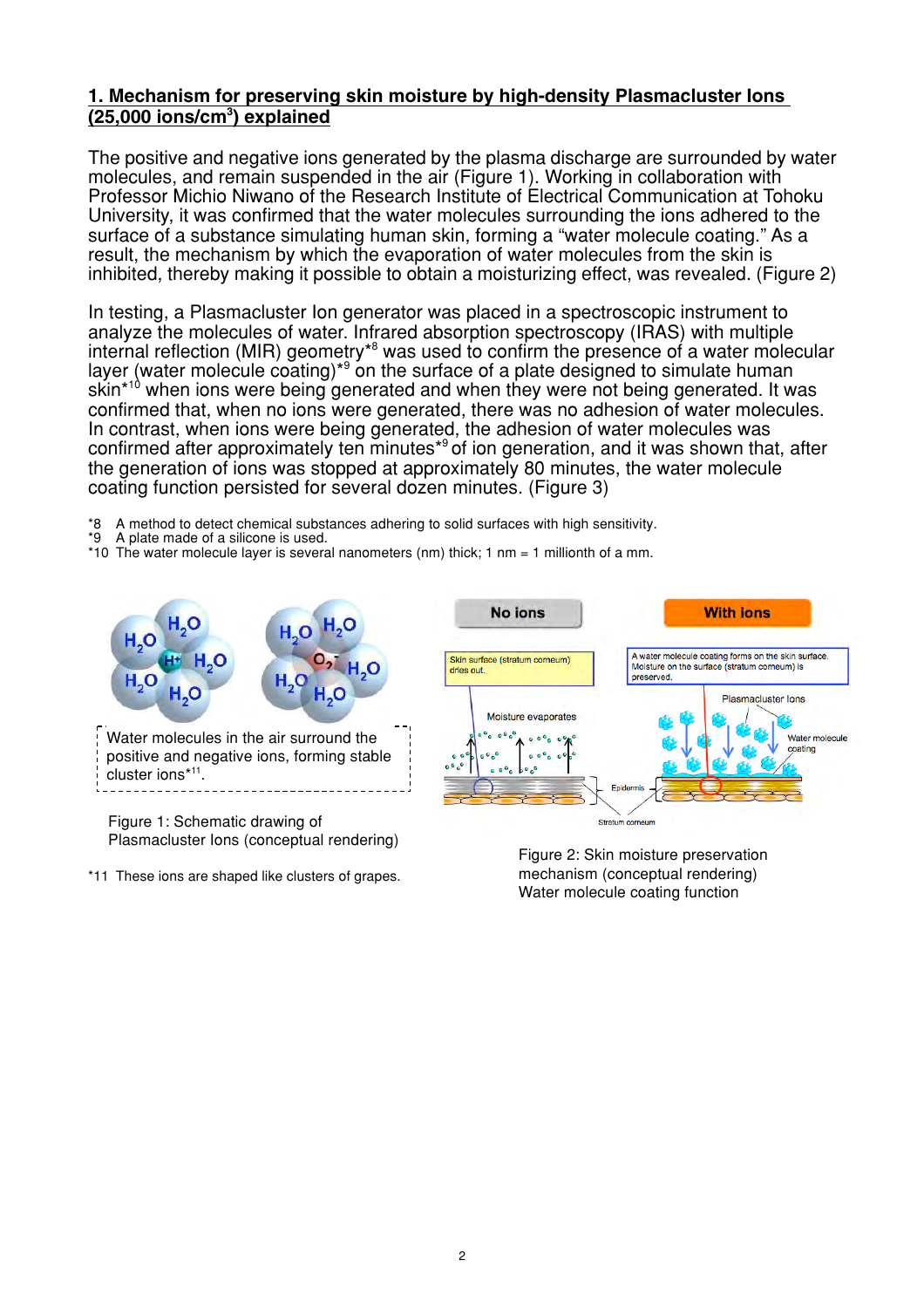## 1. Mechanism for preserving skin moisture by high-density Plasmacluster Ions (25,000 ions/cm$^3$) explained

The positive and negative ions generated by the plasma discharge are surrounded by water molecules, and remain suspended in the air (Figure 1). Working in collaboration with Professor Michio Niwano of the Research Institute of Electrical Communication at Tohoku University, it was confirmed that the water molecules surrounding the ions adhered to the surface of a substance simulating human skin, forming a "water molecule coating." As a result, the mechanism by which the evaporation of water molecules from the skin is inhibited, thereby making it possible to obtain a moisturizing effect, was revealed. (Figure 2)

In testing, a Plasmacluster Ion generator was placed in a spectroscopic instrument to analyze the molecules of water. Infrared absorption spectroscopy (IRAS) with multiple internal reflection (MIR) geometry*[8] was used to confirm the presence of a water molecular layer (water molecule coating)*[9] on the surface of a plate designed to simulate human skin*[10] when ions were being generated and when they were not being generated. It was confirmed that, when no ions were generated, there was no adhesion of water molecules. In contrast, when ions were being generated, the adhesion of water molecules was confirmed after approximately ten minutes*[9] of ion generation, and it was shown that, after the generation of ions was stopped at approximately 80 minutes, the water molecule coating function persisted for several dozen minutes. (Figure 3)

*8 A method to detect chemical substances adhering to solid surfaces with high sensitivity.
*9 A plate made of a silicone is used.
*10 The water molecule layer is several nanometers (nm) thick; 1 nm = 1 millionth of a mm.

Water molecules in the air surround the positive and negative ions, forming stable cluster ions*[11].

Figure 1: Schematic drawing of Plasmacluster Ions (conceptual rendering)

*11 These ions are shaped like clusters of grapes.

| No ions | With ions |
|---|---|
| Skin surface (stratum corneum) dries out. | A water molecule coating forms on the skin surface. Moisture on the surface (stratum corneum) is preserved. |

Figure 2: Skin moisture preservation mechanism (conceptual rendering)
Water molecule coating function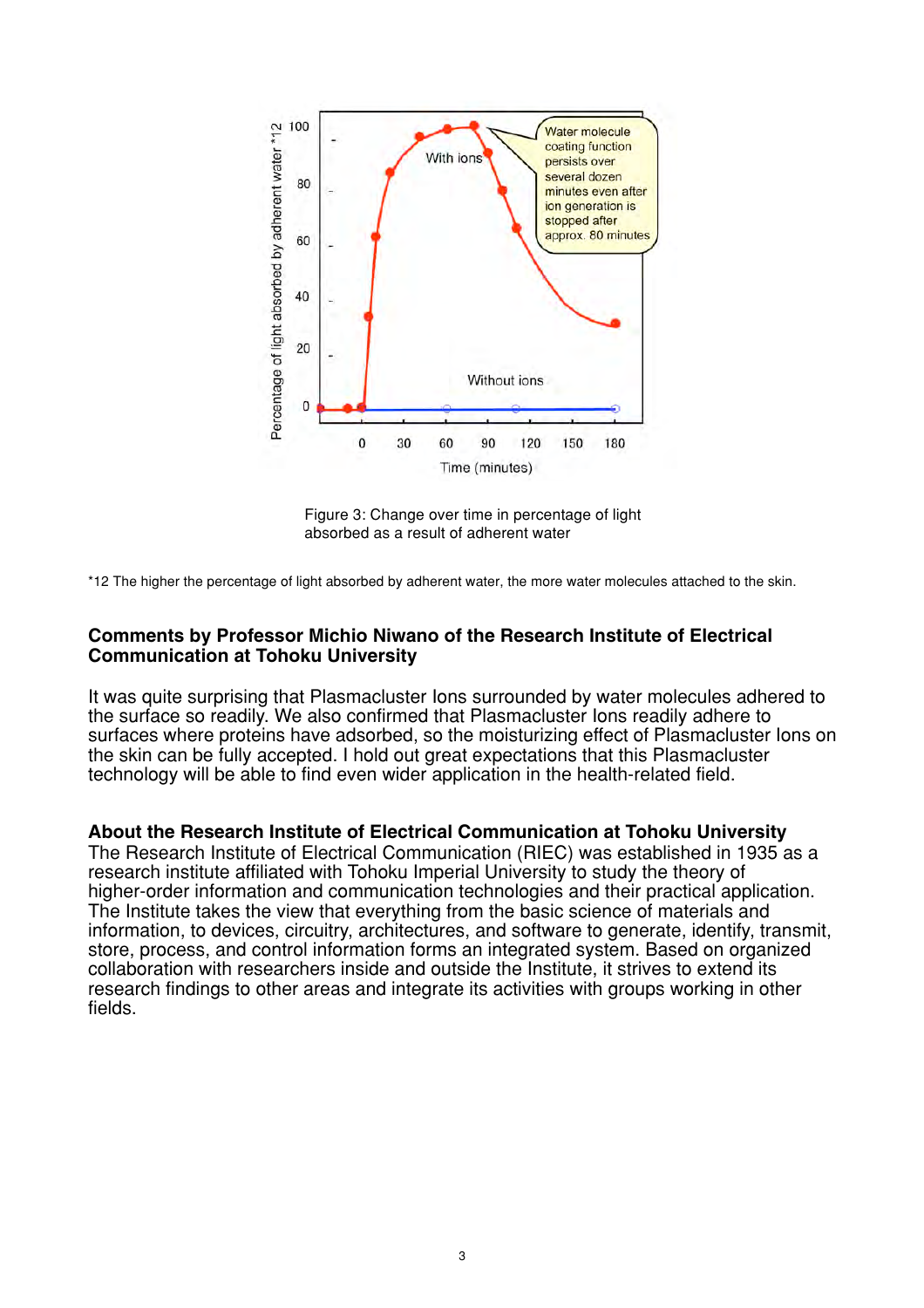Figure 3: Change over time in percentage of light absorbed as a result of adherent water

*12 The higher the percentage of light absorbed by adherent water, the more water molecules attached to the skin.

## Comments by Professor Michio Niwano of the Research Institute of Electrical Communication at Tohoku University

It was quite surprising that Plasmacluster Ions surrounded by water molecules adhered to the surface so readily. We also confirmed that Plasmacluster Ions readily adhere to surfaces where proteins have adsorbed, so the moisturizing effect of Plasmacluster Ions on the skin can be fully accepted. I hold out great expectations that this Plasmacluster technology will be able to find even wider application in the health-related field.

## About the Research Institute of Electrical Communication at Tohoku University

The Research Institute of Electrical Communication (RIEC) was established in 1935 as a research institute affiliated with Tohoku Imperial University to study the theory of higher-order information and communication technologies and their practical application. The Institute takes the view that everything from the basic science of materials and information, to devices, circuitry, architectures, and software to generate, identify, transmit, store, process, and control information forms an integrated system. Based on organized collaboration with researchers inside and outside the Institute, it strives to extend its research findings to other areas and integrate its activities with groups working in other fields.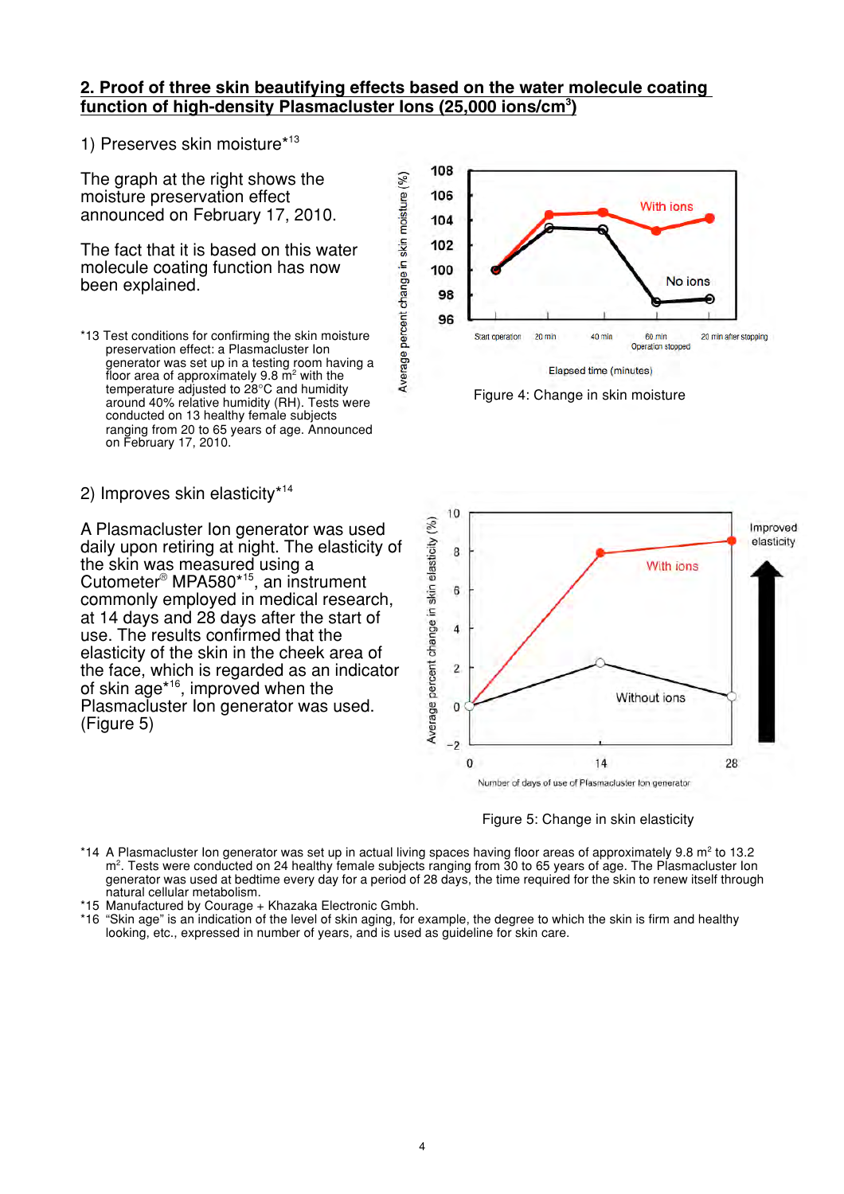## 2. Proof of three skin beautifying effects based on the water molecule coating function of high-density Plasmacluster Ions (25,000 ions/cm$^3$)

### 1) Preserves skin moisture*13

The graph at the right shows the moisture preservation effect announced on February 17, 2010.

The fact that it is based on this water molecule coating function has now been explained.

*13 Test conditions for confirming the skin moisture preservation effect: a Plasmacluster Ion generator was set up in a testing room having a floor area of approximately 9.8 m$^2$ with the temperature adjusted to 28°C and humidity around 40% relative humidity (RH). Tests were conducted on 13 healthy female subjects ranging from 20 to 65 years of age. Announced on February 17, 2010.

Figure 4: Change in skin moisture

### 2) Improves skin elasticity*14

A Plasmacluster Ion generator was used daily upon retiring at night. The elasticity of the skin was measured using a Cutometer® MPA580*15, an instrument commonly employed in medical research, at 14 days and 28 days after the start of use. The results confirmed that the elasticity of the skin in the cheek area of the face, which is regarded as an indicator of skin age*16, improved when the Plasmacluster Ion generator was used. (Figure 5)

Figure 5: Change in skin elasticity

*14 A Plasmacluster Ion generator was set up in actual living spaces having floor areas of approximately 9.8 m$^2$ to 13.2 m$^2$. Tests were conducted on 24 healthy female subjects ranging from 30 to 65 years of age. The Plasmacluster Ion generator was used at bedtime every day for a period of 28 days, the time required for the skin to renew itself through natural cellular metabolism.

*15 Manufactured by Courage + Khazaka Electronic Gmbh.

*16 "Skin age" is an indication of the level of skin aging, for example, the degree to which the skin is firm and healthy looking, etc., expressed in number of years, and is used as guideline for skin care.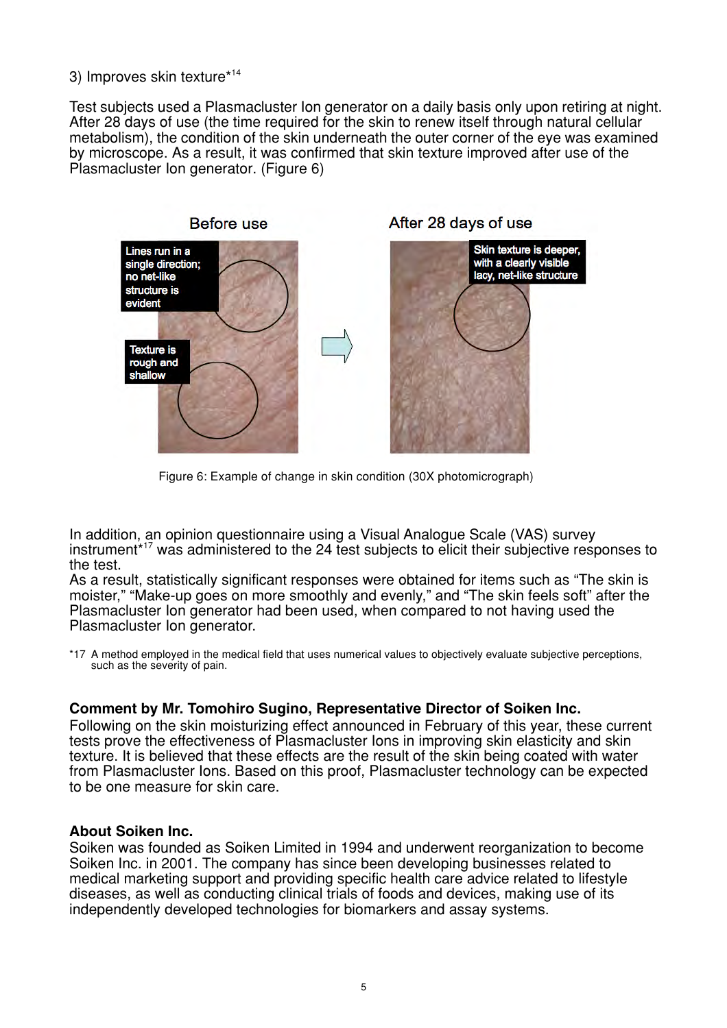3) Improves skin texture*[14]

Test subjects used a Plasmacluster Ion generator on a daily basis only upon retiring at night. After 28 days of use (the time required for the skin to renew itself through natural cellular metabolism), the condition of the skin underneath the outer corner of the eye was examined by microscope. As a result, it was confirmed that skin texture improved after use of the Plasmacluster Ion generator. (Figure 6)

Before use

Lines run in a single direction; no net-like structure is evident

Texture is rough and shallow

After 28 days of use

Skin texture is deeper, with a clearly visible lacy, net-like structure

Figure 6: Example of change in skin condition (30X photomicrograph)

In addition, an opinion questionnaire using a Visual Analogue Scale (VAS) survey instrument*[17] was administered to the 24 test subjects to elicit their subjective responses to the test.
As a result, statistically significant responses were obtained for items such as "The skin is moister," "Make-up goes on more smoothly and evenly," and "The skin feels soft" after the Plasmacluster Ion generator had been used, when compared to not having used the Plasmacluster Ion generator.

*17 A method employed in the medical field that uses numerical values to objectively evaluate subjective perceptions, such as the severity of pain.

**Comment by Mr. Tomohiro Sugino, Representative Director of Soiken Inc.**
Following on the skin moisturizing effect announced in February of this year, these current tests prove the effectiveness of Plasmacluster Ions in improving skin elasticity and skin texture. It is believed that these effects are the result of the skin being coated with water from Plasmacluster Ions. Based on this proof, Plasmacluster technology can be expected to be one measure for skin care.

**About Soiken Inc.**
Soiken was founded as Soiken Limited in 1994 and underwent reorganization to become Soiken Inc. in 2001. The company has since been developing businesses related to medical marketing support and providing specific health care advice related to lifestyle diseases, as well as conducting clinical trials of foods and devices, making use of its independently developed technologies for biomarkers and assay systems.